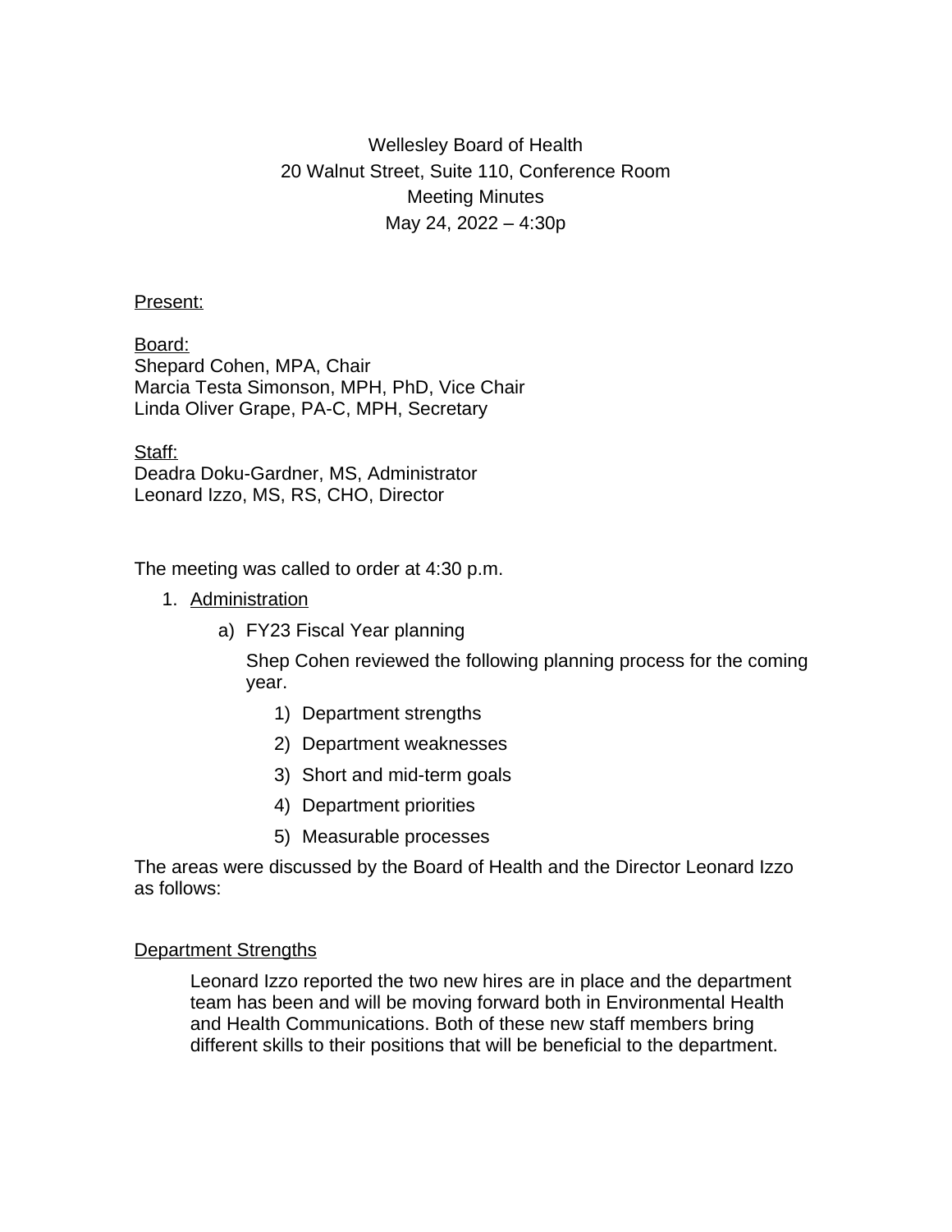# Wellesley Board of Health
20 Walnut Street, Suite 110, Conference Room
Meeting Minutes
May 24, 2022 – 4:30p

Present:

Board:
Shepard Cohen, MPA, Chair
Marcia Testa Simonson, MPH, PhD, Vice Chair
Linda Oliver Grape, PA-C, MPH, Secretary

Staff:
Deadra Doku-Gardner, MS, Administrator
Leonard Izzo, MS, RS, CHO, Director

The meeting was called to order at 4:30 p.m.

1. Administration
   a) FY23 Fiscal Year planning

      Shep Cohen reviewed the following planning process for the coming year.

      1) Department strengths
      2) Department weaknesses
      3) Short and mid-term goals
      4) Department priorities
      5) Measurable processes

The areas were discussed by the Board of Health and the Director Leonard Izzo as follows:

Department Strengths

Leonard Izzo reported the two new hires are in place and the department team has been and will be moving forward both in Environmental Health and Health Communications. Both of these new staff members bring different skills to their positions that will be beneficial to the department.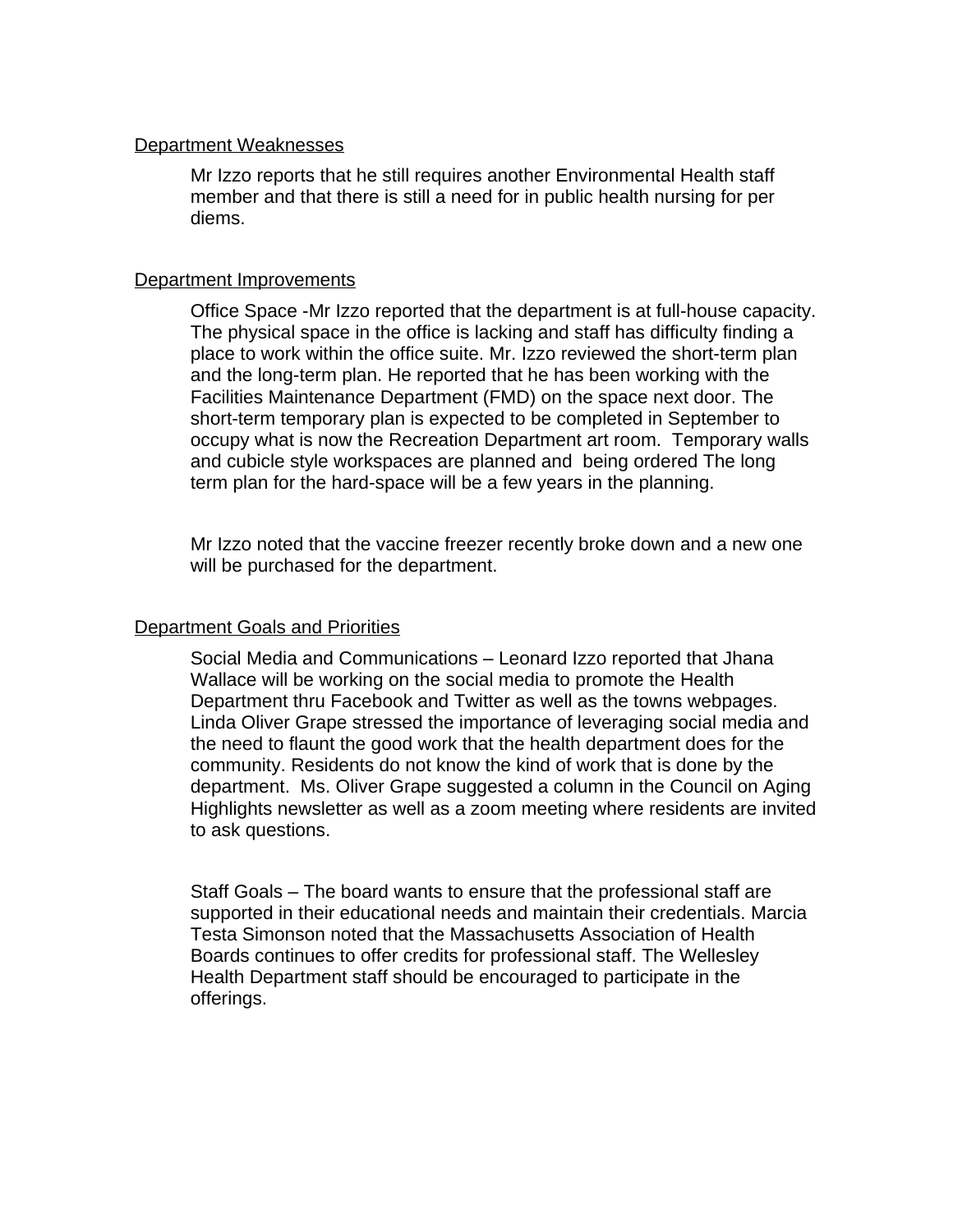Department Weaknesses

Mr Izzo reports that he still requires another Environmental Health staff member and that there is still a need for in public health nursing for per diems.

Department Improvements

Office Space -Mr Izzo reported that the department is at full-house capacity. The physical space in the office is lacking and staff has difficulty finding a place to work within the office suite. Mr. Izzo reviewed the short-term plan and the long-term plan. He reported that he has been working with the Facilities Maintenance Department (FMD) on the space next door. The short-term temporary plan is expected to be completed in September to occupy what is now the Recreation Department art room. Temporary walls and cubicle style workspaces are planned and being ordered The long term plan for the hard-space will be a few years in the planning.

Mr Izzo noted that the vaccine freezer recently broke down and a new one will be purchased for the department.

Department Goals and Priorities

Social Media and Communications – Leonard Izzo reported that Jhana Wallace will be working on the social media to promote the Health Department thru Facebook and Twitter as well as the towns webpages. Linda Oliver Grape stressed the importance of leveraging social media and the need to flaunt the good work that the health department does for the community. Residents do not know the kind of work that is done by the department. Ms. Oliver Grape suggested a column in the Council on Aging Highlights newsletter as well as a zoom meeting where residents are invited to ask questions.

Staff Goals – The board wants to ensure that the professional staff are supported in their educational needs and maintain their credentials. Marcia Testa Simonson noted that the Massachusetts Association of Health Boards continues to offer credits for professional staff. The Wellesley Health Department staff should be encouraged to participate in the offerings.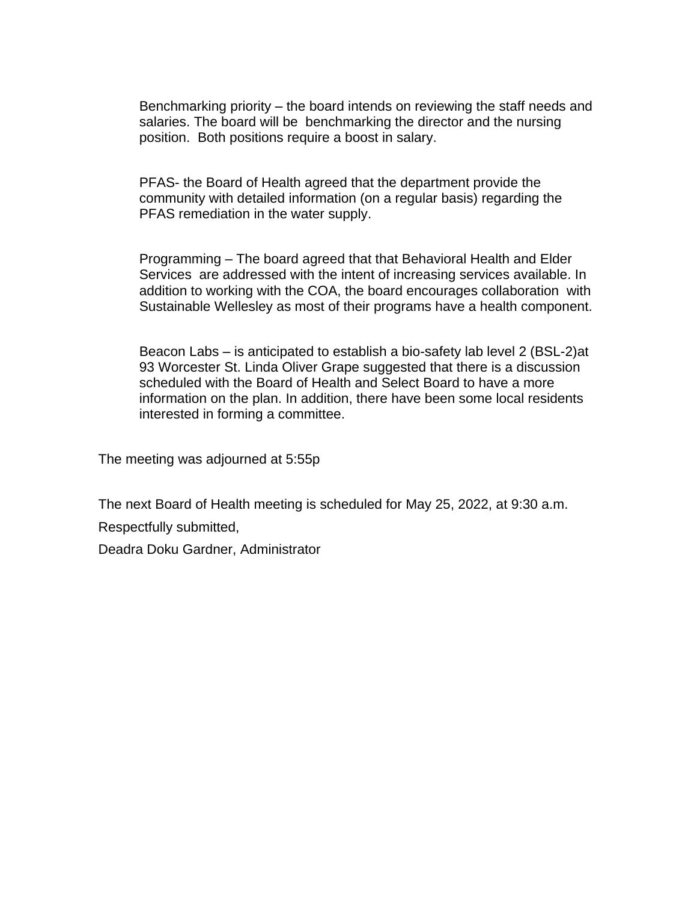Benchmarking priority – the board intends on reviewing the staff needs and salaries. The board will be benchmarking the director and the nursing position. Both positions require a boost in salary.

PFAS- the Board of Health agreed that the department provide the community with detailed information (on a regular basis) regarding the PFAS remediation in the water supply.

Programming – The board agreed that that Behavioral Health and Elder Services are addressed with the intent of increasing services available. In addition to working with the COA, the board encourages collaboration with Sustainable Wellesley as most of their programs have a health component.

Beacon Labs – is anticipated to establish a bio-safety lab level 2 (BSL-2)at 93 Worcester St. Linda Oliver Grape suggested that there is a discussion scheduled with the Board of Health and Select Board to have a more information on the plan. In addition, there have been some local residents interested in forming a committee.

The meeting was adjourned at 5:55p

The next Board of Health meeting is scheduled for May 25, 2022, at 9:30 a.m.

Respectfully submitted,

Deadra Doku Gardner, Administrator